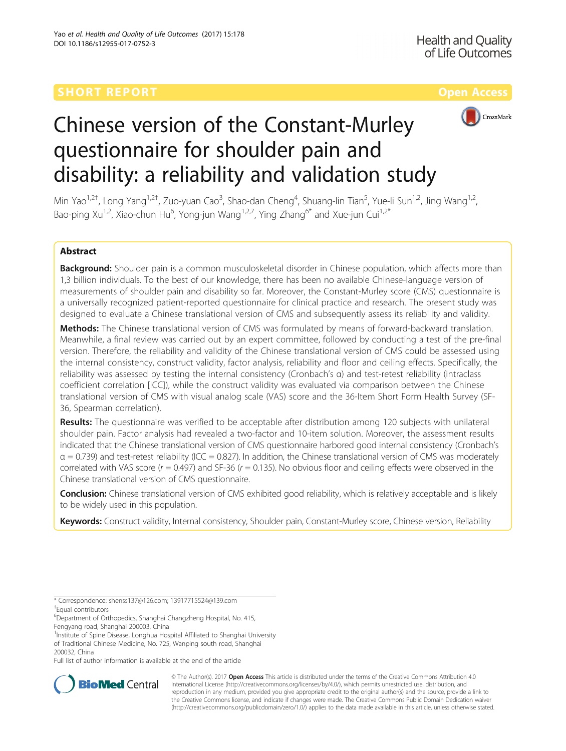SHORT REPORT

Open Access

# Chinese version of the Constant-Murley questionnaire for shoulder pain and disability: a reliability and validation study

Min Yao[1,2†], Long Yang[1,2†], Zuo-yuan Cao[3], Shao-dan Cheng[4], Shuang-lin Tian[5], Yue-li Sun[1,2], Jing Wang[1,2], Bao-ping Xu[1,2], Xiao-chun Hu[6], Yong-jun Wang[1,2,7], Ying Zhang[6*] and Xue-jun Cui[1,2*]

## Abstract

**Background:** Shoulder pain is a common musculoskeletal disorder in Chinese population, which affects more than 1,3 billion individuals. To the best of our knowledge, there has been no available Chinese-language version of measurements of shoulder pain and disability so far. Moreover, the Constant-Murley score (CMS) questionnaire is a universally recognized patient-reported questionnaire for clinical practice and research. The present study was designed to evaluate a Chinese translational version of CMS and subsequently assess its reliability and validity.

**Methods:** The Chinese translational version of CMS was formulated by means of forward-backward translation. Meanwhile, a final review was carried out by an expert committee, followed by conducting a test of the pre-final version. Therefore, the reliability and validity of the Chinese translational version of CMS could be assessed using the internal consistency, construct validity, factor analysis, reliability and floor and ceiling effects. Specifically, the reliability was assessed by testing the internal consistency (Cronbach's α) and test-retest reliability (intraclass coefficient correlation [ICC]), while the construct validity was evaluated via comparison between the Chinese translational version of CMS with visual analog scale (VAS) score and the 36-Item Short Form Health Survey (SF-36, Spearman correlation).

**Results:** The questionnaire was verified to be acceptable after distribution among 120 subjects with unilateral shoulder pain. Factor analysis had revealed a two-factor and 10-item solution. Moreover, the assessment results indicated that the Chinese translational version of CMS questionnaire harbored good internal consistency (Cronbach's α = 0.739) and test-retest reliability (ICC = 0.827). In addition, the Chinese translational version of CMS was moderately correlated with VAS score ($r = 0.497$) and SF-36 ($r = 0.135$). No obvious floor and ceiling effects were observed in the Chinese translational version of CMS questionnaire.

**Conclusion:** Chinese translational version of CMS exhibited good reliability, which is relatively acceptable and is likely to be widely used in this population.

**Keywords:** Construct validity, Internal consistency, Shoulder pain, Constant-Murley score, Chinese version, Reliability

---

* Correspondence: shenss137@126.com; 13917715524@139.com
† Equal contributors
[6] Department of Orthopedics, Shanghai Changzheng Hospital, No. 415, Fengyang road, Shanghai 200003, China
[1] Institute of Spine Disease, Longhua Hospital Affiliated to Shanghai University of Traditional Chinese Medicine, No. 725, Wanping south road, Shanghai 200032, China
Full list of author information is available at the end of the article

© The Author(s). 2017 **Open Access** This article is distributed under the terms of the Creative Commons Attribution 4.0 International License (http://creativecommons.org/licenses/by/4.0/), which permits unrestricted use, distribution, and reproduction in any medium, provided you give appropriate credit to the original author(s) and the source, provide a link to the Creative Commons license, and indicate if changes were made. The Creative Commons Public Domain Dedication waiver (http://creativecommons.org/publicdomain/zero/1.0/) applies to the data made available in this article, unless otherwise stated.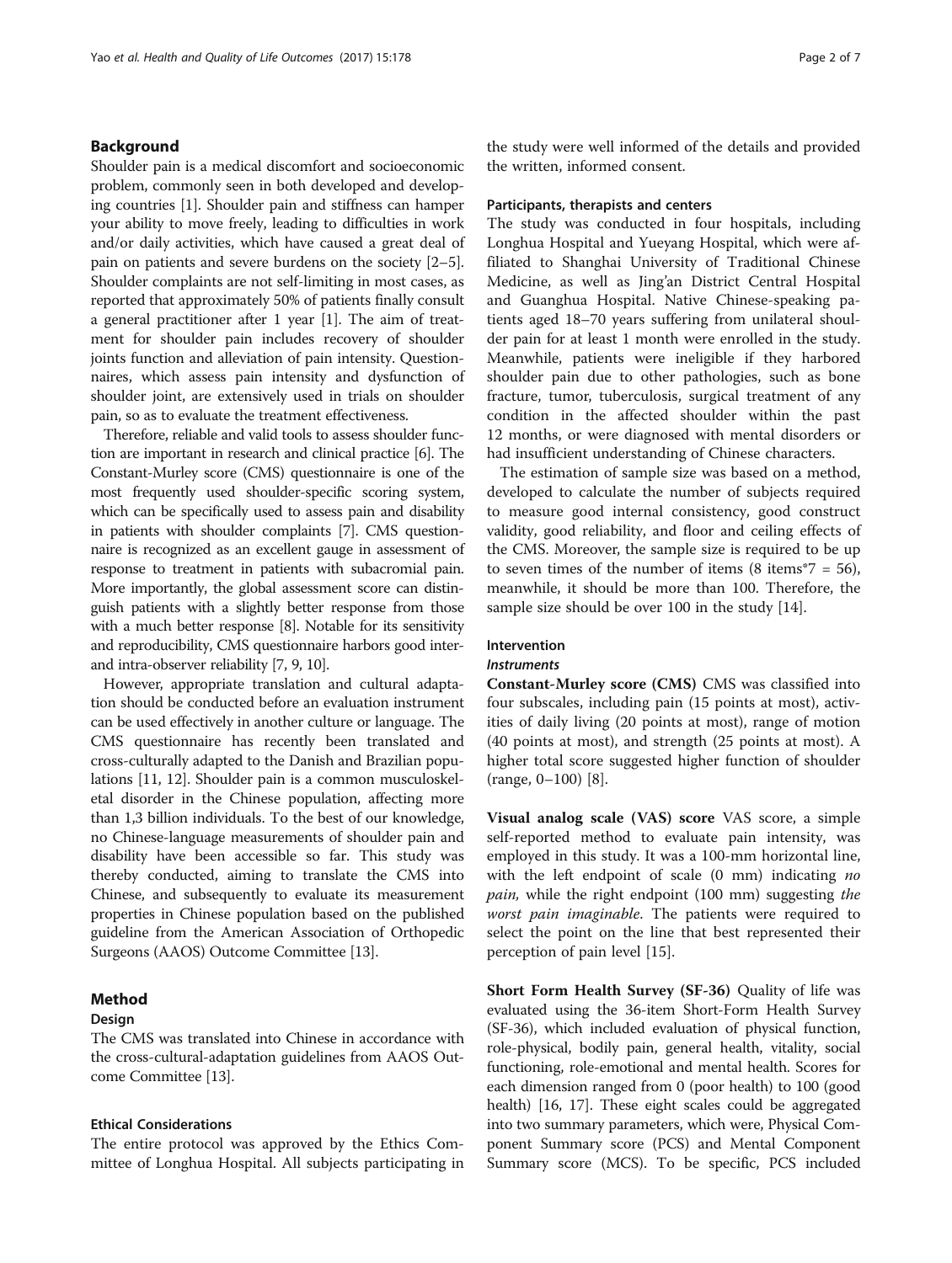## Background

Shoulder pain is a medical discomfort and socioeconomic problem, commonly seen in both developed and developing countries [1]. Shoulder pain and stiffness can hamper your ability to move freely, leading to difficulties in work and/or daily activities, which have caused a great deal of pain on patients and severe burdens on the society [2–5]. Shoulder complaints are not self-limiting in most cases, as reported that approximately 50% of patients finally consult a general practitioner after 1 year [1]. The aim of treatment for shoulder pain includes recovery of shoulder joints function and alleviation of pain intensity. Questionnaires, which assess pain intensity and dysfunction of shoulder joint, are extensively used in trials on shoulder pain, so as to evaluate the treatment effectiveness.

Therefore, reliable and valid tools to assess shoulder function are important in research and clinical practice [6]. The Constant-Murley score (CMS) questionnaire is one of the most frequently used shoulder-specific scoring system, which can be specifically used to assess pain and disability in patients with shoulder complaints [7]. CMS questionnaire is recognized as an excellent gauge in assessment of response to treatment in patients with subacromial pain. More importantly, the global assessment score can distinguish patients with a slightly better response from those with a much better response [8]. Notable for its sensitivity and reproducibility, CMS questionnaire harbors good inter- and intra-observer reliability [7, 9, 10].

However, appropriate translation and cultural adaptation should be conducted before an evaluation instrument can be used effectively in another culture or language. The CMS questionnaire has recently been translated and cross-culturally adapted to the Danish and Brazilian populations [11, 12]. Shoulder pain is a common musculoskeletal disorder in the Chinese population, affecting more than 1,3 billion individuals. To the best of our knowledge, no Chinese-language measurements of shoulder pain and disability have been accessible so far. This study was thereby conducted, aiming to translate the CMS into Chinese, and subsequently to evaluate its measurement properties in Chinese population based on the published guideline from the American Association of Orthopedic Surgeons (AAOS) Outcome Committee [13].

## Method

### Design

The CMS was translated into Chinese in accordance with the cross-cultural-adaptation guidelines from AAOS Outcome Committee [13].

### Ethical Considerations

The entire protocol was approved by the Ethics Committee of Longhua Hospital. All subjects participating in the study were well informed of the details and provided the written, informed consent.

### Participants, therapists and centers

The study was conducted in four hospitals, including Longhua Hospital and Yueyang Hospital, which were affiliated to Shanghai University of Traditional Chinese Medicine, as well as Jing'an District Central Hospital and Guanghua Hospital. Native Chinese-speaking patients aged 18–70 years suffering from unilateral shoulder pain for at least 1 month were enrolled in the study. Meanwhile, patients were ineligible if they harbored shoulder pain due to other pathologies, such as bone fracture, tumor, tuberculosis, surgical treatment of any condition in the affected shoulder within the past 12 months, or were diagnosed with mental disorders or had insufficient understanding of Chinese characters.

The estimation of sample size was based on a method, developed to calculate the number of subjects required to measure good internal consistency, good construct validity, good reliability, and floor and ceiling effects of the CMS. Moreover, the sample size is required to be up to seven times of the number of items (8 items*7 = 56), meanwhile, it should be more than 100. Therefore, the sample size should be over 100 in the study [14].

### Intervention

#### *Instruments*

**Constant-Murley score (CMS)** CMS was classified into four subscales, including pain (15 points at most), activities of daily living (20 points at most), range of motion (40 points at most), and strength (25 points at most). A higher total score suggested higher function of shoulder (range, 0–100) [8].

**Visual analog scale (VAS) score** VAS score, a simple self-reported method to evaluate pain intensity, was employed in this study. It was a 100-mm horizontal line, with the left endpoint of scale (0 mm) indicating *no pain,* while the right endpoint (100 mm) suggesting *the worst pain imaginable*. The patients were required to select the point on the line that best represented their perception of pain level [15].

**Short Form Health Survey (SF-36)** Quality of life was evaluated using the 36-item Short-Form Health Survey (SF-36), which included evaluation of physical function, role-physical, bodily pain, general health, vitality, social functioning, role-emotional and mental health. Scores for each dimension ranged from 0 (poor health) to 100 (good health) [16, 17]. These eight scales could be aggregated into two summary parameters, which were, Physical Component Summary score (PCS) and Mental Component Summary score (MCS). To be specific, PCS included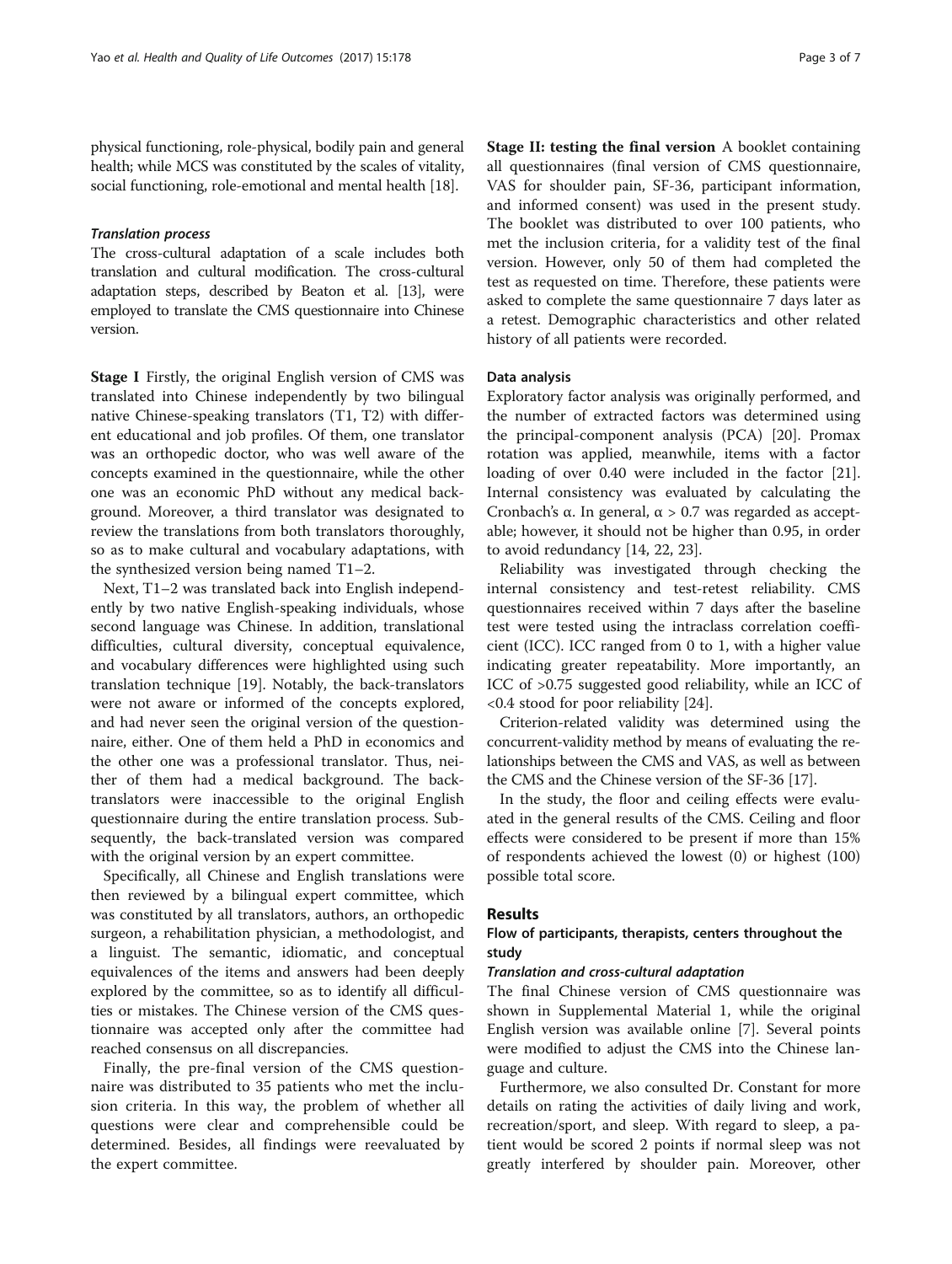physical functioning, role-physical, bodily pain and general health; while MCS was constituted by the scales of vitality, social functioning, role-emotional and mental health [18].

#### *Translation process*

The cross-cultural adaptation of a scale includes both translation and cultural modification. The cross-cultural adaptation steps, described by Beaton et al. [13], were employed to translate the CMS questionnaire into Chinese version.

**Stage I** Firstly, the original English version of CMS was translated into Chinese independently by two bilingual native Chinese-speaking translators (T1, T2) with different educational and job profiles. Of them, one translator was an orthopedic doctor, who was well aware of the concepts examined in the questionnaire, while the other one was an economic PhD without any medical background. Moreover, a third translator was designated to review the translations from both translators thoroughly, so as to make cultural and vocabulary adaptations, with the synthesized version being named T1–2.

Next, T1–2 was translated back into English independently by two native English-speaking individuals, whose second language was Chinese. In addition, translational difficulties, cultural diversity, conceptual equivalence, and vocabulary differences were highlighted using such translation technique [19]. Notably, the back-translators were not aware or informed of the concepts explored, and had never seen the original version of the questionnaire, either. One of them held a PhD in economics and the other one was a professional translator. Thus, neither of them had a medical background. The back-translators were inaccessible to the original English questionnaire during the entire translation process. Subsequently, the back-translated version was compared with the original version by an expert committee.

Specifically, all Chinese and English translations were then reviewed by a bilingual expert committee, which was constituted by all translators, authors, an orthopedic surgeon, a rehabilitation physician, a methodologist, and a linguist. The semantic, idiomatic, and conceptual equivalences of the items and answers had been deeply explored by the committee, so as to identify all difficulties or mistakes. The Chinese version of the CMS questionnaire was accepted only after the committee had reached consensus on all discrepancies.

Finally, the pre-final version of the CMS questionnaire was distributed to 35 patients who met the inclusion criteria. In this way, the problem of whether all questions were clear and comprehensible could be determined. Besides, all findings were reevaluated by the expert committee.

**Stage II: testing the final version** A booklet containing all questionnaires (final version of CMS questionnaire, VAS for shoulder pain, SF-36, participant information, and informed consent) was used in the present study. The booklet was distributed to over 100 patients, who met the inclusion criteria, for a validity test of the final version. However, only 50 of them had completed the test as requested on time. Therefore, these patients were asked to complete the same questionnaire 7 days later as a retest. Demographic characteristics and other related history of all patients were recorded.

### Data analysis

Exploratory factor analysis was originally performed, and the number of extracted factors was determined using the principal-component analysis (PCA) [20]. Promax rotation was applied, meanwhile, items with a factor loading of over 0.40 were included in the factor [21]. Internal consistency was evaluated by calculating the Cronbach's α. In general, $\alpha > 0.7$ was regarded as acceptable; however, it should not be higher than 0.95, in order to avoid redundancy [14, 22, 23].

Reliability was investigated through checking the internal consistency and test-retest reliability. CMS questionnaires received within 7 days after the baseline test were tested using the intraclass correlation coefficient (ICC). ICC ranged from 0 to 1, with a higher value indicating greater repeatability. More importantly, an ICC of >0.75 suggested good reliability, while an ICC of <0.4 stood for poor reliability [24].

Criterion-related validity was determined using the concurrent-validity method by means of evaluating the relationships between the CMS and VAS, as well as between the CMS and the Chinese version of the SF-36 [17].

In the study, the floor and ceiling effects were evaluated in the general results of the CMS. Ceiling and floor effects were considered to be present if more than 15% of respondents achieved the lowest (0) or highest (100) possible total score.

## Results

### Flow of participants, therapists, centers throughout the study

#### *Translation and cross-cultural adaptation*

The final Chinese version of CMS questionnaire was shown in Supplemental Material 1, while the original English version was available online [7]. Several points were modified to adjust the CMS into the Chinese language and culture.

Furthermore, we also consulted Dr. Constant for more details on rating the activities of daily living and work, recreation/sport, and sleep. With regard to sleep, a patient would be scored 2 points if normal sleep was not greatly interfered by shoulder pain. Moreover, other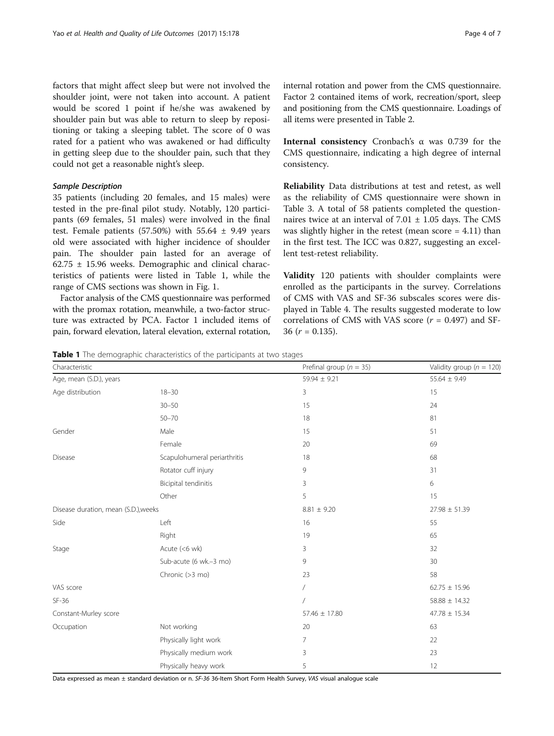factors that might affect sleep but were not involved the shoulder joint, were not taken into account. A patient would be scored 1 point if he/she was awakened by shoulder pain but was able to return to sleep by repositioning or taking a sleeping tablet. The score of 0 was rated for a patient who was awakened or had difficulty in getting sleep due to the shoulder pain, such that they could not get a reasonable night's sleep.

### *Sample Description*

35 patients (including 20 females, and 15 males) were tested in the pre-final pilot study. Notably, 120 participants (69 females, 51 males) were involved in the final test. Female patients (57.50%) with 55.64 ± 9.49 years old were associated with higher incidence of shoulder pain. The shoulder pain lasted for an average of 62.75 ± 15.96 weeks. Demographic and clinical characteristics of patients were listed in Table 1, while the range of CMS sections was shown in Fig. 1.

Factor analysis of the CMS questionnaire was performed with the promax rotation, meanwhile, a two-factor structure was extracted by PCA. Factor 1 included items of pain, forward elevation, lateral elevation, external rotation, internal rotation and power from the CMS questionnaire. Factor 2 contained items of work, recreation/sport, sleep and positioning from the CMS questionnaire. Loadings of all items were presented in Table 2.

**Internal consistency** Cronbach's α was 0.739 for the CMS questionnaire, indicating a high degree of internal consistency.

**Reliability** Data distributions at test and retest, as well as the reliability of CMS questionnaire were shown in Table 3. A total of 58 patients completed the questionnaires twice at an interval of 7.01 ± 1.05 days. The CMS was slightly higher in the retest (mean score = 4.11) than in the first test. The ICC was 0.827, suggesting an excellent test-retest reliability.

**Validity** 120 patients with shoulder complaints were enrolled as the participants in the survey. Correlations of CMS with VAS and SF-36 subscales scores were displayed in Table 4. The results suggested moderate to low correlations of CMS with VAS score ($r = 0.497$) and SF-36 ($r = 0.135$).

**Table 1** The demographic characteristics of the participants at two stages

| Characteristic | | Prefinal group ($n = 35$) | Validity group ($n = 120$) |
|---|---|---|---|
| Age, mean (S.D.), years | | 59.94 ± 9.21 | 55.64 ± 9.49 |
| Age distribution | 18–30 | 3 | 15 |
| | 30–50 | 15 | 24 |
| | 50–70 | 18 | 81 |
| Gender | Male | 15 | 51 |
| | Female | 20 | 69 |
| Disease | Scapulohumeral periarthritis | 18 | 68 |
| | Rotator cuff injury | 9 | 31 |
| | Bicipital tendinitis | 3 | 6 |
| | Other | 5 | 15 |
| Disease duration, mean (S.D.),weeks | | 8.81 ± 9.20 | 27.98 ± 51.39 |
| Side | Left | 16 | 55 |
| | Right | 19 | 65 |
| Stage | Acute (<6 wk) | 3 | 32 |
| | Sub-acute (6 wk.–3 mo) | 9 | 30 |
| | Chronic (>3 mo) | 23 | 58 |
| VAS score | | / | 62.75 ± 15.96 |
| SF-36 | | / | 58.88 ± 14.32 |
| Constant-Murley score | | 57.46 ± 17.80 | 47.78 ± 15.34 |
| Occupation | Not working | 20 | 63 |
| | Physically light work | 7 | 22 |
| | Physically medium work | 3 | 23 |
| | Physically heavy work | 5 | 12 |

Data expressed as mean ± standard deviation or n. *SF-36* 36-Item Short Form Health Survey, *VAS* visual analogue scale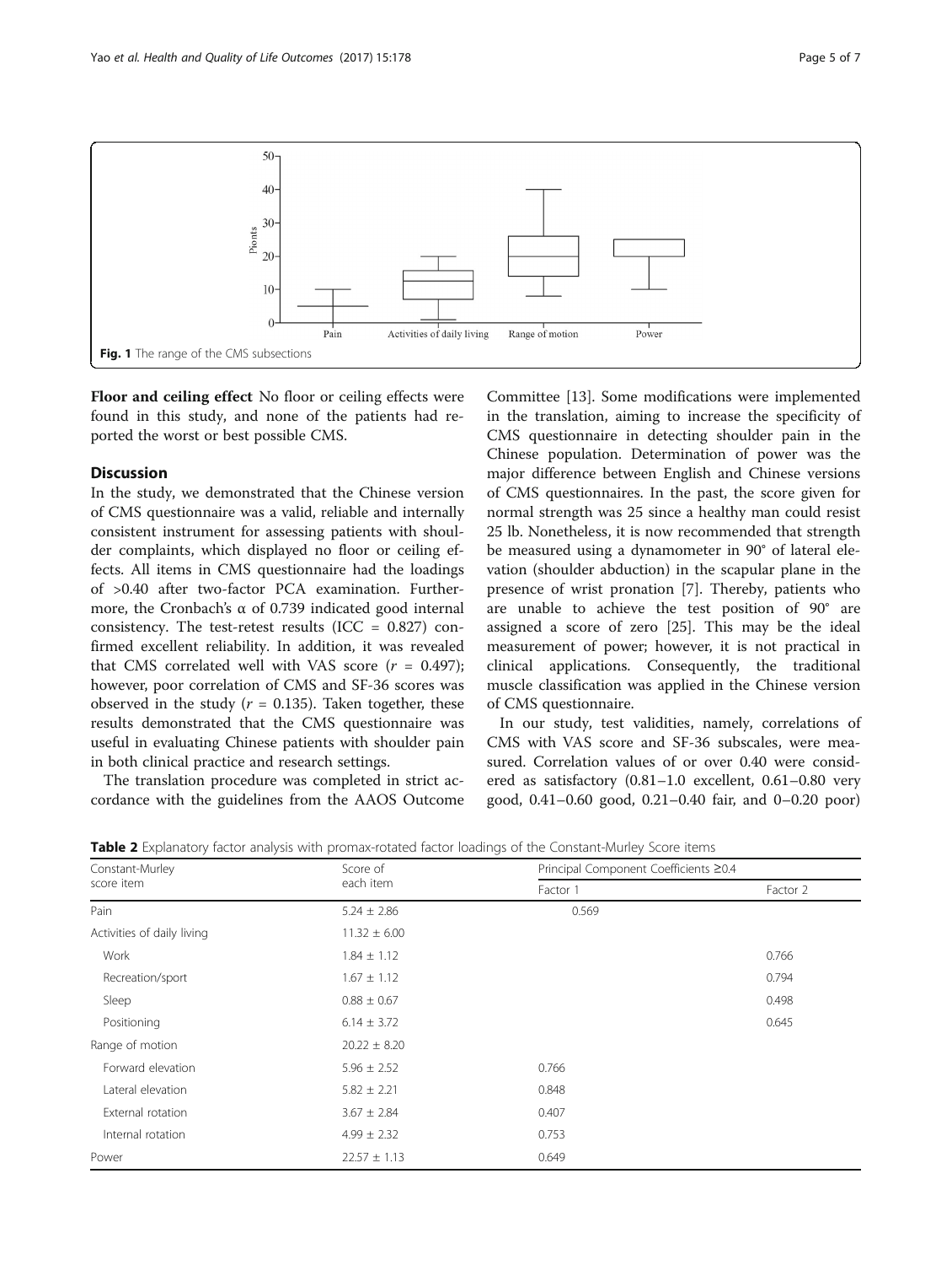Fig. 1 The range of the CMS subsections

**Floor and ceiling effect** No floor or ceiling effects were found in this study, and none of the patients had reported the worst or best possible CMS.

## Discussion

In the study, we demonstrated that the Chinese version of CMS questionnaire was a valid, reliable and internally consistent instrument for assessing patients with shoulder complaints, which displayed no floor or ceiling effects. All items in CMS questionnaire had the loadings of >0.40 after two-factor PCA examination. Furthermore, the Cronbach's α of 0.739 indicated good internal consistency. The test-retest results (ICC = 0.827) confirmed excellent reliability. In addition, it was revealed that CMS correlated well with VAS score ($r$ = 0.497); however, poor correlation of CMS and SF-36 scores was observed in the study ($r$ = 0.135). Taken together, these results demonstrated that the CMS questionnaire was useful in evaluating Chinese patients with shoulder pain in both clinical practice and research settings.

The translation procedure was completed in strict accordance with the guidelines from the AAOS Outcome Committee [13]. Some modifications were implemented in the translation, aiming to increase the specificity of CMS questionnaire in detecting shoulder pain in the Chinese population. Determination of power was the major difference between English and Chinese versions of CMS questionnaires. In the past, the score given for normal strength was 25 since a healthy man could resist 25 lb. Nonetheless, it is now recommended that strength be measured using a dynamometer in 90° of lateral elevation (shoulder abduction) in the scapular plane in the presence of wrist pronation [7]. Thereby, patients who are unable to achieve the test position of 90° are assigned a score of zero [25]. This may be the ideal measurement of power; however, it is not practical in clinical applications. Consequently, the traditional muscle classification was applied in the Chinese version of CMS questionnaire.

In our study, test validities, namely, correlations of CMS with VAS score and SF-36 subscales, were measured. Correlation values of or over 0.40 were considered as satisfactory (0.81–1.0 excellent, 0.61–0.80 very good, 0.41–0.60 good, 0.21–0.40 fair, and 0–0.20 poor)

**Table 2** Explanatory factor analysis with promax-rotated factor loadings of the Constant-Murley Score items

| Constant-Murley score item | Score of each item | Principal Component Coefficients ≥0.4 | |
|---|---|---|---|
| | | Factor 1 | Factor 2 |
| Pain | 5.24 ± 2.86 | 0.569 | |
| Activities of daily living | 11.32 ± 6.00 | | |
| Work | 1.84 ± 1.12 | | 0.766 |
| Recreation/sport | 1.67 ± 1.12 | | 0.794 |
| Sleep | 0.88 ± 0.67 | | 0.498 |
| Positioning | 6.14 ± 3.72 | | 0.645 |
| Range of motion | 20.22 ± 8.20 | | |
| Forward elevation | 5.96 ± 2.52 | 0.766 | |
| Lateral elevation | 5.82 ± 2.21 | 0.848 | |
| External rotation | 3.67 ± 2.84 | 0.407 | |
| Internal rotation | 4.99 ± 2.32 | 0.753 | |
| Power | 22.57 ± 1.13 | 0.649 | |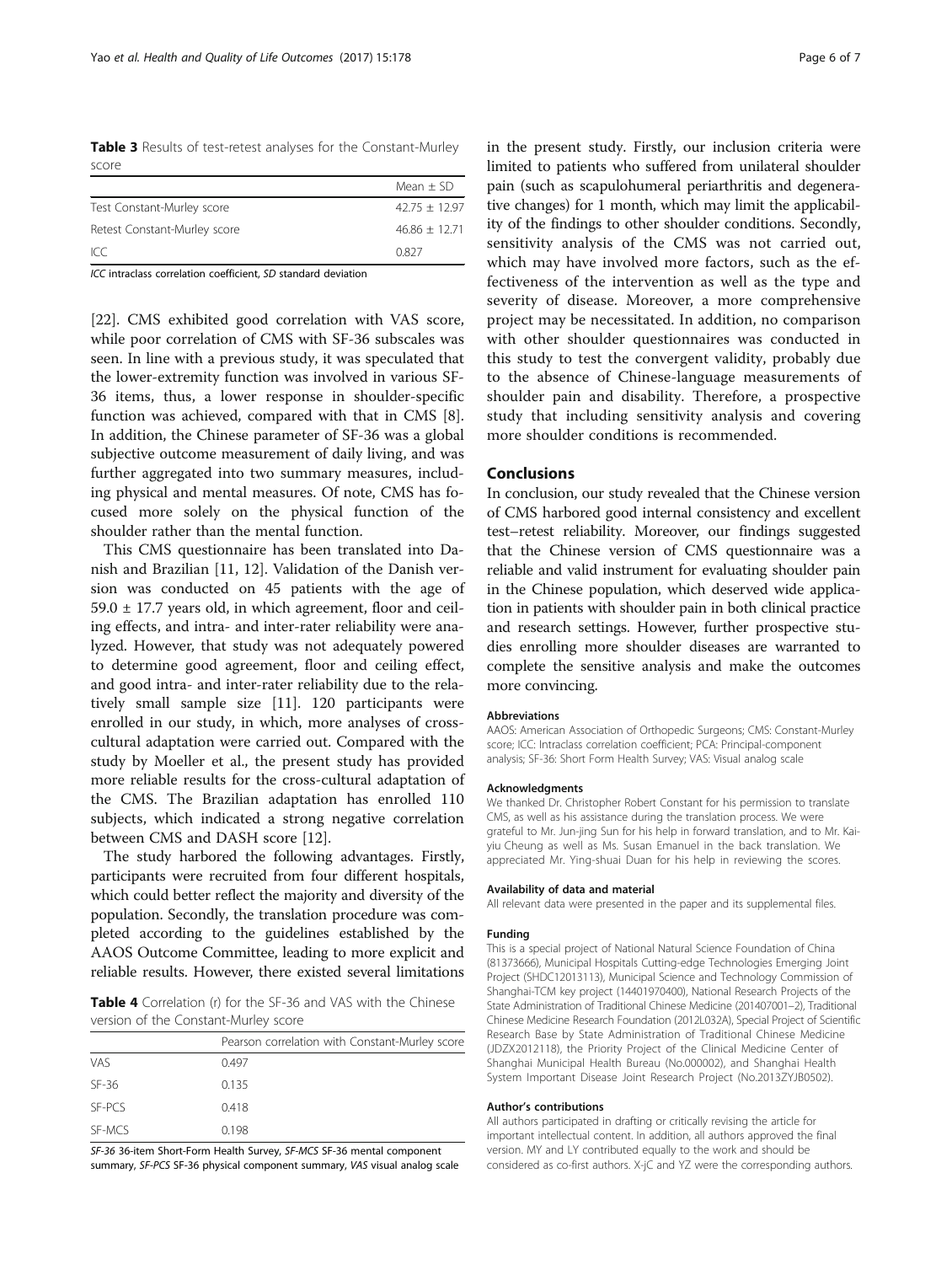**Table 3** Results of test-retest analyses for the Constant-Murley score

| | Mean ± SD |
|---|---|
| Test Constant-Murley score | 42.75 ± 12.97 |
| Retest Constant-Murley score | 46.86 ± 12.71 |
| ICC | 0.827 |

*ICC* intraclass correlation coefficient, *SD* standard deviation

[22]. CMS exhibited good correlation with VAS score, while poor correlation of CMS with SF-36 subscales was seen. In line with a previous study, it was speculated that the lower-extremity function was involved in various SF-36 items, thus, a lower response in shoulder-specific function was achieved, compared with that in CMS [8]. In addition, the Chinese parameter of SF-36 was a global subjective outcome measurement of daily living, and was further aggregated into two summary measures, including physical and mental measures. Of note, CMS has focused more solely on the physical function of the shoulder rather than the mental function.

This CMS questionnaire has been translated into Danish and Brazilian [11, 12]. Validation of the Danish version was conducted on 45 patients with the age of 59.0 ± 17.7 years old, in which agreement, floor and ceiling effects, and intra- and inter-rater reliability were analyzed. However, that study was not adequately powered to determine good agreement, floor and ceiling effect, and good intra- and inter-rater reliability due to the relatively small sample size [11]. 120 participants were enrolled in our study, in which, more analyses of cross-cultural adaptation were carried out. Compared with the study by Moeller et al., the present study has provided more reliable results for the cross-cultural adaptation of the CMS. The Brazilian adaptation has enrolled 110 subjects, which indicated a strong negative correlation between CMS and DASH score [12].

The study harbored the following advantages. Firstly, participants were recruited from four different hospitals, which could better reflect the majority and diversity of the population. Secondly, the translation procedure was completed according to the guidelines established by the AAOS Outcome Committee, leading to more explicit and reliable results. However, there existed several limitations in the present study. Firstly, our inclusion criteria were limited to patients who suffered from unilateral shoulder pain (such as scapulohumeral periarthritis and degenerative changes) for 1 month, which may limit the applicability of the findings to other shoulder conditions. Secondly, sensitivity analysis of the CMS was not carried out, which may have involved more factors, such as the effectiveness of the intervention as well as the type and severity of disease. Moreover, a more comprehensive project may be necessitated. In addition, no comparison with other shoulder questionnaires was conducted in this study to test the convergent validity, probably due to the absence of Chinese-language measurements of shoulder pain and disability. Therefore, a prospective study that including sensitivity analysis and covering more shoulder conditions is recommended.

**Table 4** Correlation (r) for the SF-36 and VAS with the Chinese version of the Constant-Murley score

| | Pearson correlation with Constant-Murley score |
|---|---|
| VAS | 0.497 |
| SF-36 | 0.135 |
| SF-PCS | 0.418 |
| SF-MCS | 0.198 |

*SF-36* 36-item Short-Form Health Survey, *SF-MCS* SF-36 mental component summary, *SF-PCS* SF-36 physical component summary, *VAS* visual analog scale

## Conclusions

In conclusion, our study revealed that the Chinese version of CMS harbored good internal consistency and excellent test–retest reliability. Moreover, our findings suggested that the Chinese version of CMS questionnaire was a reliable and valid instrument for evaluating shoulder pain in the Chinese population, which deserved wide application in patients with shoulder pain in both clinical practice and research settings. However, further prospective studies enrolling more shoulder diseases are warranted to complete the sensitive analysis and make the outcomes more convincing.

#### Abbreviations

AAOS: American Association of Orthopedic Surgeons; CMS: Constant-Murley score; ICC: Intraclass correlation coefficient; PCA: Principal-component analysis; SF-36: Short Form Health Survey; VAS: Visual analog scale

#### Acknowledgments

We thanked Dr. Christopher Robert Constant for his permission to translate CMS, as well as his assistance during the translation process. We were grateful to Mr. Jun-jing Sun for his help in forward translation, and to Mr. Kai-yiu Cheung as well as Ms. Susan Emanuel in the back translation. We appreciated Mr. Ying-shuai Duan for his help in reviewing the scores.

#### Availability of data and material

All relevant data were presented in the paper and its supplemental files.

#### Funding

This is a special project of National Natural Science Foundation of China (81373666), Municipal Hospitals Cutting-edge Technologies Emerging Joint Project (SHDC12013113), Municipal Science and Technology Commission of Shanghai-TCM key project (14401970400), National Research Projects of the State Administration of Traditional Chinese Medicine (201407001–2), Traditional Chinese Medicine Research Foundation (2012L032A), Special Project of Scientific Research Base by State Administration of Traditional Chinese Medicine (JDZX2012118), the Priority Project of the Clinical Medicine Center of Shanghai Municipal Health Bureau (No.000002), and Shanghai Health System Important Disease Joint Research Project (No.2013ZYJB0502).

#### Author's contributions

All authors participated in drafting or critically revising the article for important intellectual content. In addition, all authors approved the final version. MY and LY contributed equally to the work and should be considered as co-first authors. X-jC and YZ were the corresponding authors.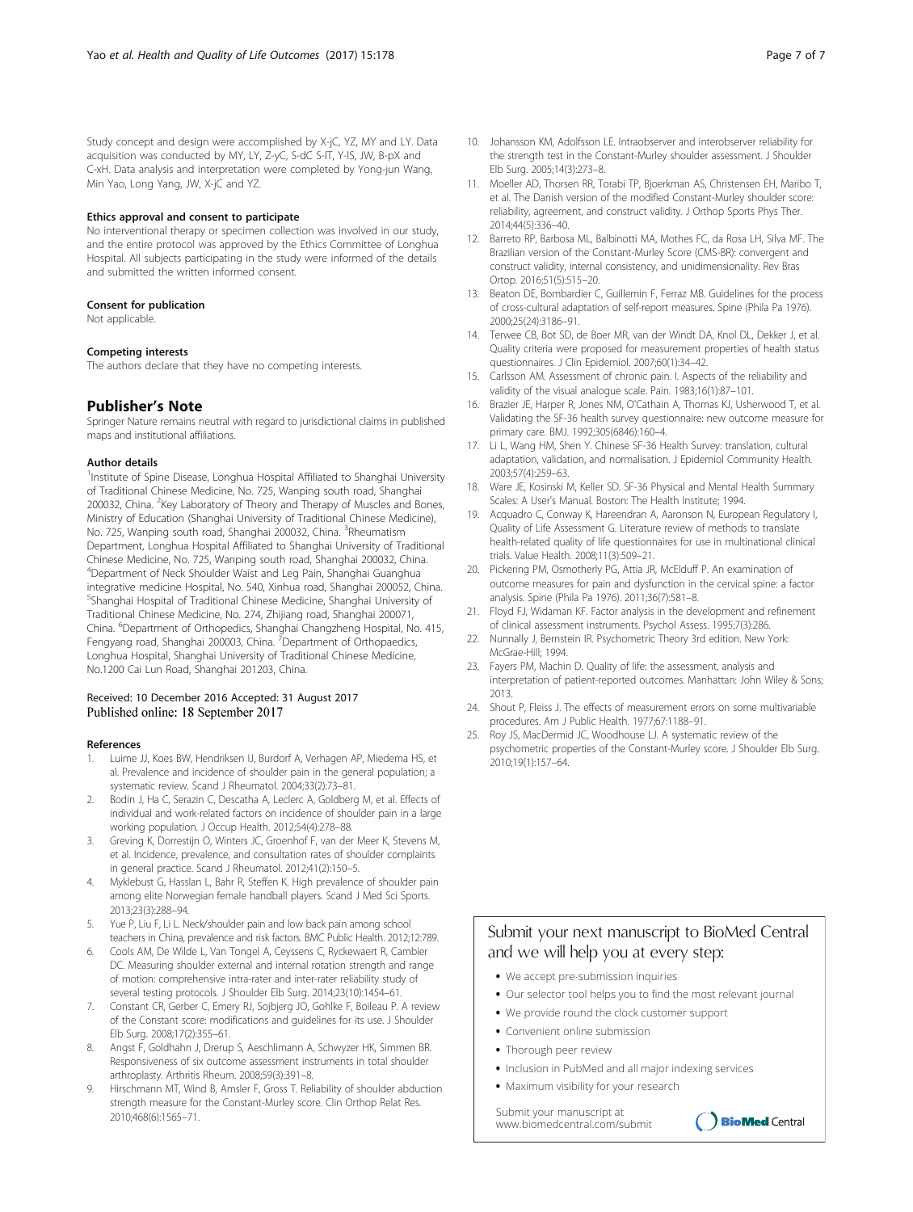Study concept and design were accomplished by X-jC, YZ, MY and LY. Data acquisition was conducted by MY, LY, Z-yC, S-dC S-IT, Y-IS, JW, B-pX and C-xH. Data analysis and interpretation were completed by Yong-jun Wang, Min Yao, Long Yang, JW, X-jC and YZ.

#### Ethics approval and consent to participate

No interventional therapy or specimen collection was involved in our study, and the entire protocol was approved by the Ethics Committee of Longhua Hospital. All subjects participating in the study were informed of the details and submitted the written informed consent.

#### Consent for publication

Not applicable.

#### Competing interests

The authors declare that they have no competing interests.

## Publisher's Note

Springer Nature remains neutral with regard to jurisdictional claims in published maps and institutional affiliations.

#### Author details

[1]Institute of Spine Disease, Longhua Hospital Affiliated to Shanghai University of Traditional Chinese Medicine, No. 725, Wanping south road, Shanghai 200032, China. [2]Key Laboratory of Theory and Therapy of Muscles and Bones, Ministry of Education (Shanghai University of Traditional Chinese Medicine), No. 725, Wanping south road, Shanghai 200032, China. [3]Rheumatism Department, Longhua Hospital Affiliated to Shanghai University of Traditional Chinese Medicine, No. 725, Wanping south road, Shanghai 200032, China. [4]Department of Neck Shoulder Waist and Leg Pain, Shanghai Guanghua integrative medicine Hospital, No. 540, Xinhua road, Shanghai 200052, China. [5]Shanghai Hospital of Traditional Chinese Medicine, Shanghai University of Traditional Chinese Medicine, No. 274, Zhijiang road, Shanghai 200071, China. [6]Department of Orthopedics, Shanghai Changzheng Hospital, No. 415, Fengyang road, Shanghai 200003, China. [7]Department of Orthopaedics, Longhua Hospital, Shanghai University of Traditional Chinese Medicine, No.1200 Cai Lun Road, Shanghai 201203, China.

Received: 10 December 2016 Accepted: 31 August 2017
Published online: 18 September 2017

#### References

1. Luime JJ, Koes BW, Hendriksen IJ, Burdorf A, Verhagen AP, Miedema HS, et al. Prevalence and incidence of shoulder pain in the general population; a systematic review. Scand J Rheumatol. 2004;33(2):73–81.
2. Bodin J, Ha C, Serazin C, Descatha A, Leclerc A, Goldberg M, et al. Effects of individual and work-related factors on incidence of shoulder pain in a large working population. J Occup Health. 2012;54(4):278–88.
3. Greving K, Dorrestijn O, Winters JC, Groenhof F, van der Meer K, Stevens M, et al. Incidence, prevalence, and consultation rates of shoulder complaints in general practice. Scand J Rheumatol. 2012;41(2):150–5.
4. Myklebust G, Hasslan L, Bahr R, Steffen K. High prevalence of shoulder pain among elite Norwegian female handball players. Scand J Med Sci Sports. 2013;23(3):288–94.
5. Yue P, Liu F, Li L. Neck/shoulder pain and low back pain among school teachers in China, prevalence and risk factors. BMC Public Health. 2012;12:789.
6. Cools AM, De Wilde L, Van Tongel A, Ceyssens C, Ryckewaert R, Cambier DC. Measuring shoulder external and internal rotation strength and range of motion: comprehensive intra-rater and inter-rater reliability study of several testing protocols. J Shoulder Elb Surg. 2014;23(10):1454–61.
7. Constant CR, Gerber C, Emery RJ, Sojbjerg JO, Gohlke F, Boileau P. A review of the Constant score: modifications and guidelines for its use. J Shoulder Elb Surg. 2008;17(2):355–61.
8. Angst F, Goldhahn J, Drerup S, Aeschlimann A, Schwyzer HK, Simmen BR. Responsiveness of six outcome assessment instruments in total shoulder arthroplasty. Arthritis Rheum. 2008;59(3):391–8.
9. Hirschmann MT, Wind B, Amsler F, Gross T. Reliability of shoulder abduction strength measure for the Constant-Murley score. Clin Orthop Relat Res. 2010;468(6):1565–71.
10. Johansson KM, Adolfsson LE. Intraobserver and interobserver reliability for the strength test in the Constant-Murley shoulder assessment. J Shoulder Elb Surg. 2005;14(3):273–8.
11. Moeller AD, Thorsen RR, Torabi TP, Bjoerkman AS, Christensen EH, Maribo T, et al. The Danish version of the modified Constant-Murley shoulder score: reliability, agreement, and construct validity. J Orthop Sports Phys Ther. 2014;44(5):336–40.
12. Barreto RP, Barbosa ML, Balbinotti MA, Mothes FC, da Rosa LH, Silva MF. The Brazilian version of the Constant-Murley Score (CMS-BR): convergent and construct validity, internal consistency, and unidimensionality. Rev Bras Ortop. 2016;51(5):515–20.
13. Beaton DE, Bombardier C, Guillemin F, Ferraz MB. Guidelines for the process of cross-cultural adaptation of self-report measures. Spine (Phila Pa 1976). 2000;25(24):3186–91.
14. Terwee CB, Bot SD, de Boer MR, van der Windt DA, Knol DL, Dekker J, et al. Quality criteria were proposed for measurement properties of health status questionnaires. J Clin Epidemiol. 2007;60(1):34–42.
15. Carlsson AM. Assessment of chronic pain. I. Aspects of the reliability and validity of the visual analogue scale. Pain. 1983;16(1):87–101.
16. Brazier JE, Harper R, Jones NM, O'Cathain A, Thomas KJ, Usherwood T, et al. Validating the SF-36 health survey questionnaire: new outcome measure for primary care. BMJ. 1992;305(6846):160–4.
17. Li L, Wang HM, Shen Y. Chinese SF-36 Health Survey: translation, cultural adaptation, validation, and normalisation. J Epidemiol Community Health. 2003;57(4):259–63.
18. Ware JE, Kosinski M, Keller SD. SF-36 Physical and Mental Health Summary Scales: A User's Manual. Boston: The Health Institute; 1994.
19. Acquadro C, Conway K, Hareendran A, Aaronson N, European Regulatory I, Quality of Life Assessment G. Literature review of methods to translate health-related quality of life questionnaires for use in multinational clinical trials. Value Health. 2008;11(3):509–21.
20. Pickering PM, Osmotherly PG, Attia JR, McElduff P. An examination of outcome measures for pain and dysfunction in the cervical spine: a factor analysis. Spine (Phila Pa 1976). 2011;36(7):581–8.
21. Floyd FJ, Widaman KF. Factor analysis in the development and refinement of clinical assessment instruments. Psychol Assess. 1995;7(3):286.
22. Nunnally J, Bernstein IR. Psychometric Theory 3rd edition. New York: McGrae-Hill; 1994.
23. Fayers PM, Machin D. Quality of life: the assessment, analysis and interpretation of patient-reported outcomes. Manhattan: John Wiley & Sons; 2013.
24. Shout P, Fleiss J. The effects of measurement errors on some multivariable procedures. Am J Public Health. 1977;67:1188–91.
25. Roy JS, MacDermid JC, Woodhouse LJ. A systematic review of the psychometric properties of the Constant-Murley score. J Shoulder Elb Surg. 2010;19(1):157–64.

Submit your next manuscript to BioMed Central and we will help you at every step:

- We accept pre-submission inquiries
- Our selector tool helps you to find the most relevant journal
- We provide round the clock customer support
- Convenient online submission
- Thorough peer review
- Inclusion in PubMed and all major indexing services
- Maximum visibility for your research

Submit your manuscript at
www.biomedcentral.com/submit

BioMed Central